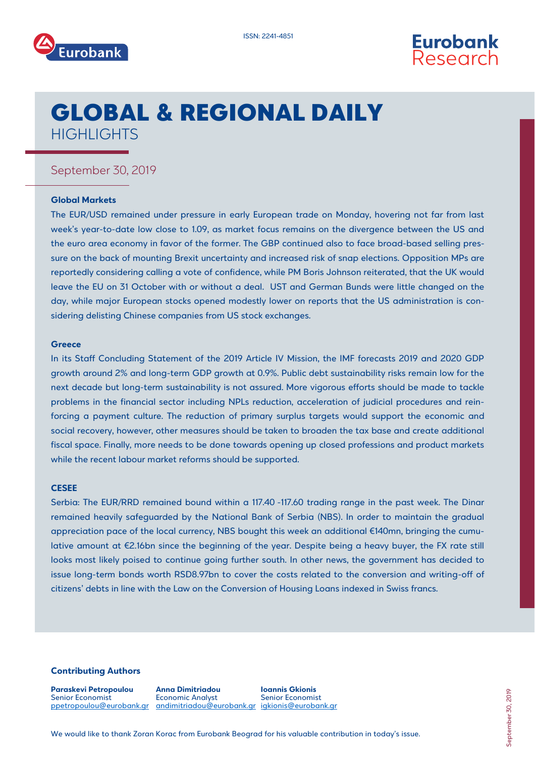ISSN: 2241-4851

# GLOBAL & REGIONAL DAILY
## HIGHLIGHTS

September 30, 2019

**Global Markets**

The EUR/USD remained under pressure in early European trade on Monday, hovering not far from last week's year-to-date low close to 1.09, as market focus remains on the divergence between the US and the euro area economy in favor of the former. The GBP continued also to face broad-based selling pressure on the back of mounting Brexit uncertainty and increased risk of snap elections. Opposition MPs are reportedly considering calling a vote of confidence, while PM Boris Johnson reiterated, that the UK would leave the EU on 31 October with or without a deal. UST and German Bunds were little changed on the day, while major European stocks opened modestly lower on reports that the US administration is considering delisting Chinese companies from US stock exchanges.

**Greece**

In its Staff Concluding Statement of the 2019 Article IV Mission, the IMF forecasts 2019 and 2020 GDP growth around 2% and long-term GDP growth at 0.9%. Public debt sustainability risks remain low for the next decade but long-term sustainability is not assured. More vigorous efforts should be made to tackle problems in the financial sector including NPLs reduction, acceleration of judicial procedures and reinforcing a payment culture. The reduction of primary surplus targets would support the economic and social recovery, however, other measures should be taken to broaden the tax base and create additional fiscal space. Finally, more needs to be done towards opening up closed professions and product markets while the recent labour market reforms should be supported.

**CESEE**

Serbia: The EUR/RRD remained bound within a 117.40 -117.60 trading range in the past week. The Dinar remained heavily safeguarded by the National Bank of Serbia (NBS). In order to maintain the gradual appreciation pace of the local currency, NBS bought this week an additional €140mn, bringing the cumulative amount at €2.16bn since the beginning of the year. Despite being a heavy buyer, the FX rate still looks most likely poised to continue going further south. In other news, the government has decided to issue long-term bonds worth RSD8.97bn to cover the costs related to the conversion and writing-off of citizens' debts in line with the Law on the Conversion of Housing Loans indexed in Swiss francs.

**Contributing Authors**

**Paraskevi Petropoulou**
Senior Economist
ppetropoulou@eurobank.gr

**Anna Dimitriadou**
Economic Analyst
andimitriadou@eurobank.gr

**Ioannis Gkionis**
Senior Economist
igkionis@eurobank.gr

We would like to thank Zoran Korac from Eurobank Beograd for his valuable contribution in today's issue.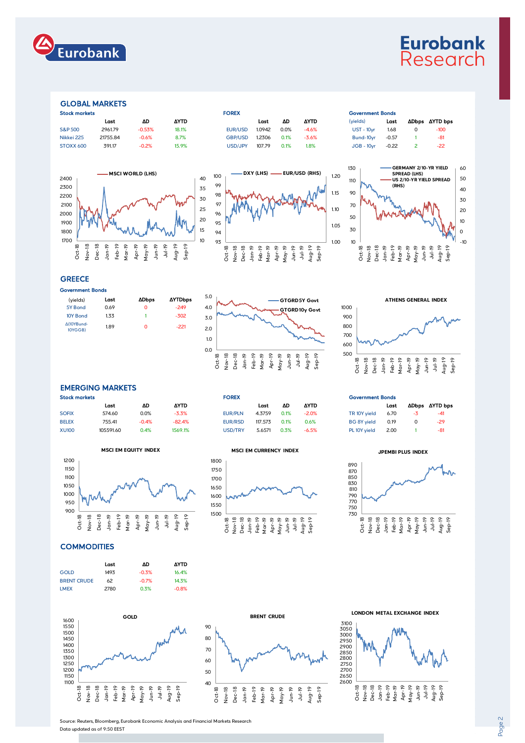## GLOBAL MARKETS

**Stock markets**

| | Last | ΔD | ΔYTD |
|---|---|---|---|
| S&P 500 | 2961.79 | -0.53% | 18.1% |
| Nikkei 225 | 21755.84 | -0.6% | 8.7% |
| STOXX 600 | 391.17 | -0.2% | 15.9% |

**FOREX**

| | Last | ΔD | ΔYTD |
|---|---|---|---|
| EUR/USD | 1.0942 | 0.0% | -4.6% |
| GBP/USD | 1.2306 | 0.1% | -3.6% |
| USD/JPY | 107.79 | 0.1% | 1.8% |

**Government Bonds**

| (yields) | Last | ΔDbps | ΔYTD bps |
|---|---|---|---|
| UST - 10yr | 1.68 | 0 | -100 |
| Bund-10yr | -0.57 | 1 | -81 |
| JGB - 10yr | -0.22 | 2 | -22 |

MSCI WORLD (LHS)

DXY (LHS) — EUR/USD (RHS)

GERMANY 2/10-YR YIELD SPREAD (LHS) — US 2/10-YR YIELD SPREAD (RHS)

## GREECE

**Government Bonds**

| (yields) | Last | ΔDbps | ΔYTDbps |
|---|---|---|---|
| 5Y Bond | 0.69 | 0 | -249 |
| 10Y Bond | 1.33 | 1 | -302 |
| Δ(10YBund-10YGGB) | 1.89 | 0 | -221 |

GTGRD5Y Govt — GTGRD10y Govt

ATHENS GENERAL INDEX

## EMERGING MARKETS

**Stock markets**

| | Last | ΔD | ΔYTD |
|---|---|---|---|
| SOFIX | 574.60 | 0.0% | -3.3% |
| BELEX | 755.41 | -0.4% | -82.4% |
| XU100 | 105591.60 | 0.4% | 1569.1% |

**FOREX**

| | Last | ΔD | ΔYTD |
|---|---|---|---|
| EUR/PLN | 4.3759 | 0.1% | -2.0% |
| EUR/RSD | 117.573 | 0.1% | 0.6% |
| USD/TRY | 5.6571 | 0.3% | -6.5% |

**Government Bonds**

| | Last | ΔDbps | ΔYTD bps |
|---|---|---|---|
| TR 10Y yield | 6.70 | -3 | -41 |
| BG 8Y yield | 0.19 | 0 | -29 |
| PL 10Y yield | 2.00 | 1 | -81 |

MSCI EM EQUITY INDEX

MSCI EM CURRENCY INDEX

JPMEBI PLUS INDEX

## COMMODITIES

| | Last | ΔD | ΔYTD |
|---|---|---|---|
| GOLD | 1493 | -0.3% | 16.4% |
| BRENT CRUDE | 62 | -0.7% | 14.3% |
| LMEX | 2780 | 0.3% | -0.8% |

GOLD

BRENT CRUDE

LONDON METAL EXCHANGE INDEX

Source: Reuters, Bloomberg, Eurobank Economic Analysis and Financial Markets Research
Data updated as of 9:50 EEST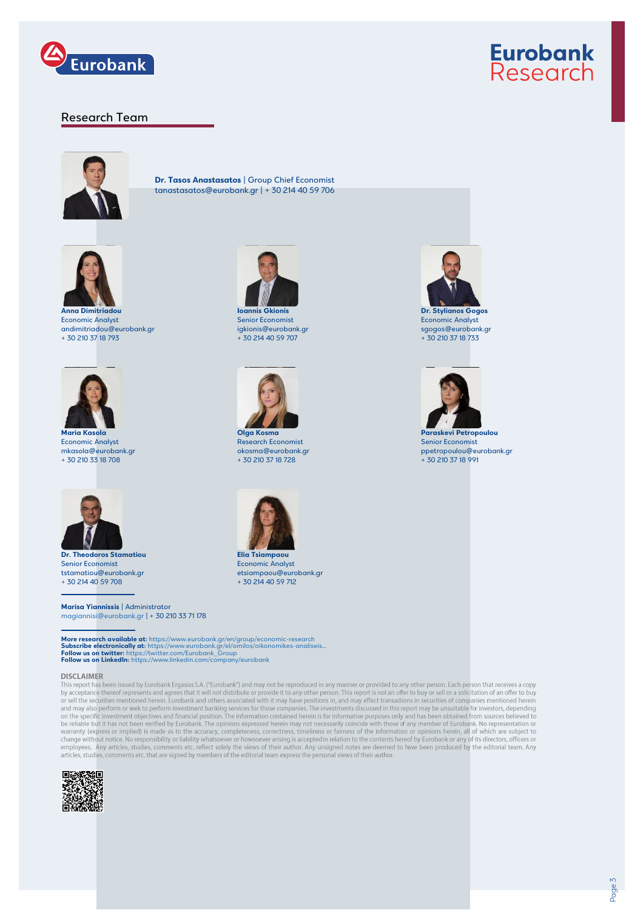Eurobank

Eurobank Research

## Research Team

**Dr. Tasos Anastasatos** | Group Chief Economist
tanastasatos@eurobank.gr | + 30 214 40 59 706

**Anna Dimitriadou**
Economic Analyst
andimitriadou@eurobank.gr
+ 30 210 37 18 793

**Ioannis Gkionis**
Senior Economist
igkionis@eurobank.gr
+ 30 214 40 59 707

**Dr. Stylianos Gogos**
Economic Analyst
sgogos@eurobank.gr
+ 30 210 37 18 733

**Maria Kasola**
Economic Analyst
mkasola@eurobank.gr
+ 30 210 33 18 708

**Olga Kosma**
Research Economist
okosma@eurobank.gr
+ 30 210 37 18 728

**Paraskevi Petropoulou**
Senior Economist
ppetropoulou@eurobank.gr
+ 30 210 37 18 991

**Dr. Theodoros Stamatiou**
Senior Economist
tstamatiou@eurobank.gr
+ 30 214 40 59 708

**Elia Tsiampaou**
Economic Analyst
etsiampaou@eurobank.gr
+ 30 214 40 59 712

**Marisa Yiannissis** | Administrator
magiannisi@eurobank.gr | + 30 210 33 71 178

**More research available at:** https://www.eurobank.gr/en/group/economic-research
**Subscribe electronically at:** https://www.eurobank.gr/el/omilos/oikonomikes-analiseis...
**Follow us on twitter:** https://twitter.com/Eurobank_Group
**Follow us on LinkedIn:** https://www.linkedin.com/company/eurobank

### DISCLAIMER

This report has been issued by Eurobank Ergasias S.A. ("Eurobank") and may not be reproduced in any manner or provided to any other person. Each person that receives a copy by acceptance thereof represents and agrees that it will not distribute or provide it to any other person. This report is not an offer to buy or sell or a solicitation of an offer to buy or sell the securities mentioned herein. Eurobank and others associated with it may have positions in, and may effect transactions in securities of companies mentioned herein and may also perform or seek to perform investment banking services for those companies. The investments discussed in this report may be unsuitable for investors, depending on the specific investment objectives and financial position. The information contained herein is for informative purposes only and has been obtained from sources believed to be reliable but it has not been verified by Eurobank. The opinions expressed herein may not necessarily coincide with those of any member of Eurobank. No representation or warranty (express or implied) is made as to the accuracy, completeness, correctness, timeliness or fairness of the information or opinions herein, all of which are subject to change without notice. No responsibility or liability whatsoever or howsoever arising is accepted in relation to the contents hereof by Eurobank or any of its directors, officers or employees. Any articles, studies, comments etc. reflect solely the views of their author. Any unsigned notes are deemed to have been produced by the editorial team. Any articles, studies, comments etc. that are signed by members of the editorial team express the personal views of their author.